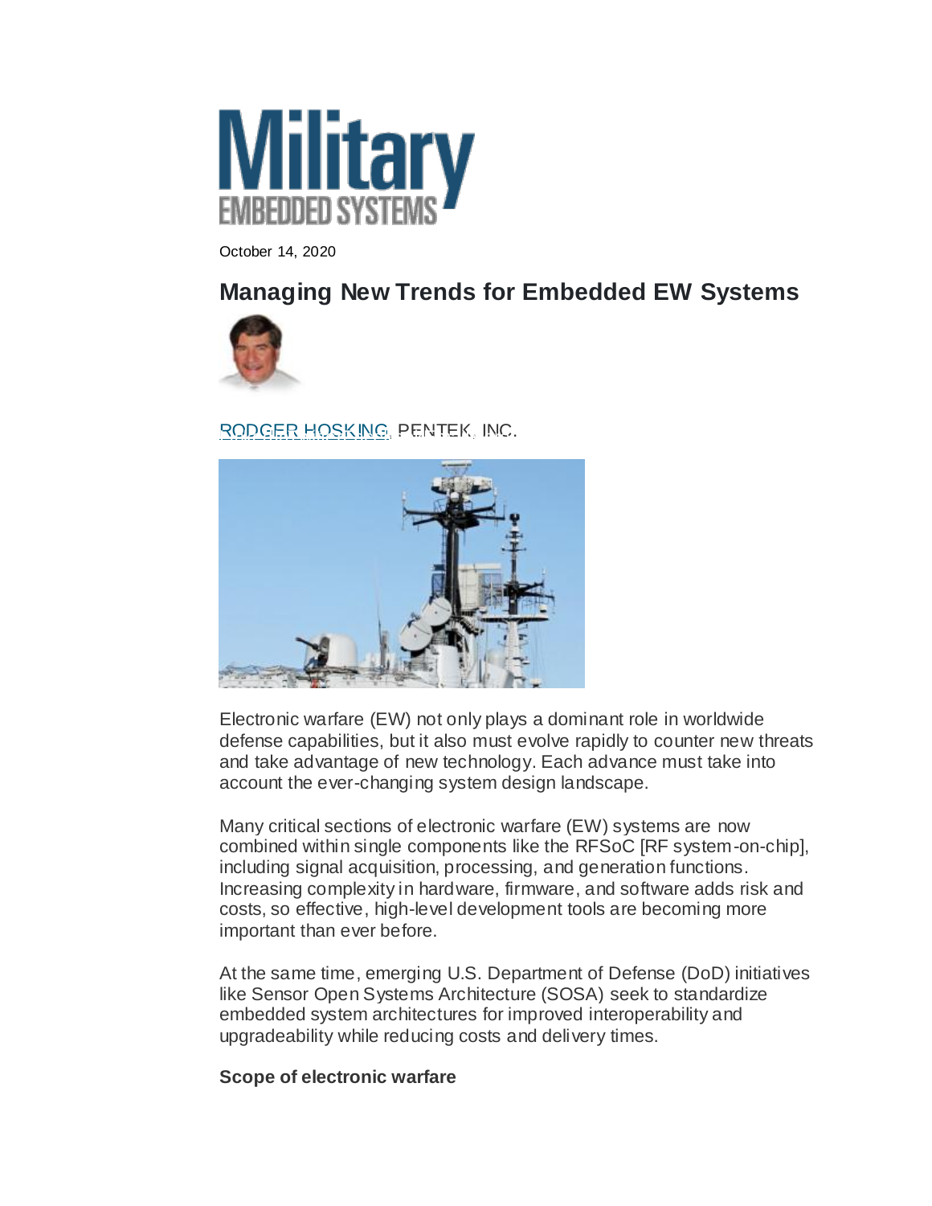October 14, 2020

# Managing New Trends for Embedded EW Systems

RODGER HOSKING, PENTEK, INC.

Electronic warfare (EW) not only plays a dominant role in worldwide defense capabilities, but it also must evolve rapidly to counter new threats and take advantage of new technology. Each advance must take into account the ever-changing system design landscape.

Many critical sections of electronic warfare (EW) systems are now combined within single components like the RFSoC [RF system-on-chip], including signal acquisition, processing, and generation functions. Increasing complexity in hardware, firmware, and software adds risk and costs, so effective, high-level development tools are becoming more important than ever before.

At the same time, emerging U.S. Department of Defense (DoD) initiatives like Sensor Open Systems Architecture (SOSA) seek to standardize embedded system architectures for improved interoperability and upgradeability while reducing costs and delivery times.

**Scope of electronic warfare**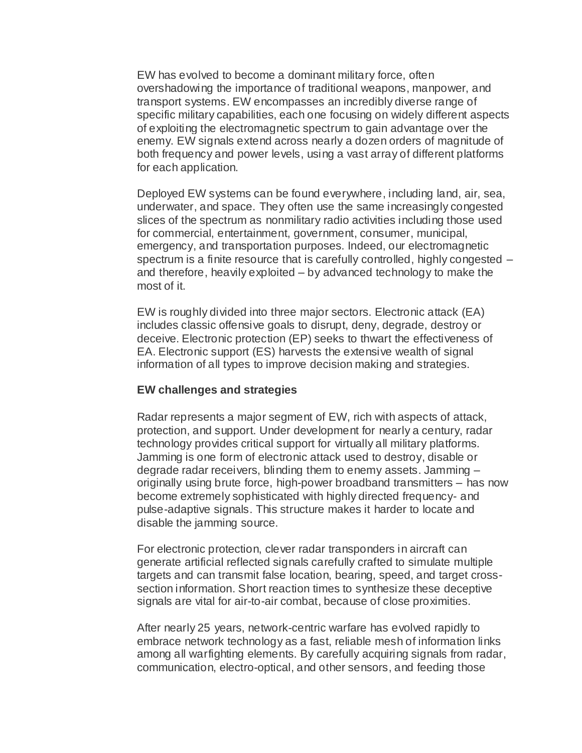EW has evolved to become a dominant military force, often overshadowing the importance of traditional weapons, manpower, and transport systems. EW encompasses an incredibly diverse range of specific military capabilities, each one focusing on widely different aspects of exploiting the electromagnetic spectrum to gain advantage over the enemy. EW signals extend across nearly a dozen orders of magnitude of both frequency and power levels, using a vast array of different platforms for each application.

Deployed EW systems can be found everywhere, including land, air, sea, underwater, and space. They often use the same increasingly congested slices of the spectrum as nonmilitary radio activities including those used for commercial, entertainment, government, consumer, municipal, emergency, and transportation purposes. Indeed, our electromagnetic spectrum is a finite resource that is carefully controlled, highly congested – and therefore, heavily exploited – by advanced technology to make the most of it.

EW is roughly divided into three major sectors. Electronic attack (EA) includes classic offensive goals to disrupt, deny, degrade, destroy or deceive. Electronic protection (EP) seeks to thwart the effectiveness of EA. Electronic support (ES) harvests the extensive wealth of signal information of all types to improve decision making and strategies.

**EW challenges and strategies**

Radar represents a major segment of EW, rich with aspects of attack, protection, and support. Under development for nearly a century, radar technology provides critical support for virtually all military platforms. Jamming is one form of electronic attack used to destroy, disable or degrade radar receivers, blinding them to enemy assets. Jamming – originally using brute force, high-power broadband transmitters – has now become extremely sophisticated with highly directed frequency- and pulse-adaptive signals. This structure makes it harder to locate and disable the jamming source.

For electronic protection, clever radar transponders in aircraft can generate artificial reflected signals carefully crafted to simulate multiple targets and can transmit false location, bearing, speed, and target cross-section information. Short reaction times to synthesize these deceptive signals are vital for air-to-air combat, because of close proximities.

After nearly 25 years, network-centric warfare has evolved rapidly to embrace network technology as a fast, reliable mesh of information links among all warfighting elements. By carefully acquiring signals from radar, communication, electro-optical, and other sensors, and feeding those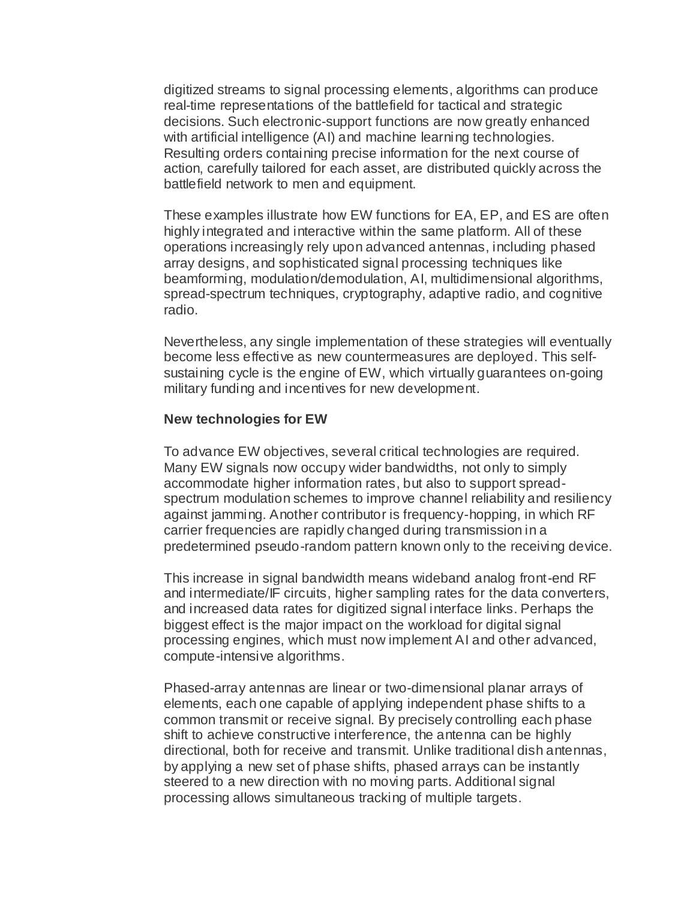digitized streams to signal processing elements, algorithms can produce real-time representations of the battlefield for tactical and strategic decisions. Such electronic-support functions are now greatly enhanced with artificial intelligence (AI) and machine learning technologies. Resulting orders containing precise information for the next course of action, carefully tailored for each asset, are distributed quickly across the battlefield network to men and equipment.

These examples illustrate how EW functions for EA, EP, and ES are often highly integrated and interactive within the same platform. All of these operations increasingly rely upon advanced antennas, including phased array designs, and sophisticated signal processing techniques like beamforming, modulation/demodulation, AI, multidimensional algorithms, spread-spectrum techniques, cryptography, adaptive radio, and cognitive radio.

Nevertheless, any single implementation of these strategies will eventually become less effective as new countermeasures are deployed. This self-sustaining cycle is the engine of EW, which virtually guarantees on-going military funding and incentives for new development.

**New technologies for EW**

To advance EW objectives, several critical technologies are required. Many EW signals now occupy wider bandwidths, not only to simply accommodate higher information rates, but also to support spread-spectrum modulation schemes to improve channel reliability and resiliency against jamming. Another contributor is frequency-hopping, in which RF carrier frequencies are rapidly changed during transmission in a predetermined pseudo-random pattern known only to the receiving device.

This increase in signal bandwidth means wideband analog front-end RF and intermediate/IF circuits, higher sampling rates for the data converters, and increased data rates for digitized signal interface links. Perhaps the biggest effect is the major impact on the workload for digital signal processing engines, which must now implement AI and other advanced, compute-intensive algorithms.

Phased-array antennas are linear or two-dimensional planar arrays of elements, each one capable of applying independent phase shifts to a common transmit or receive signal. By precisely controlling each phase shift to achieve constructive interference, the antenna can be highly directional, both for receive and transmit. Unlike traditional dish antennas, by applying a new set of phase shifts, phased arrays can be instantly steered to a new direction with no moving parts. Additional signal processing allows simultaneous tracking of multiple targets.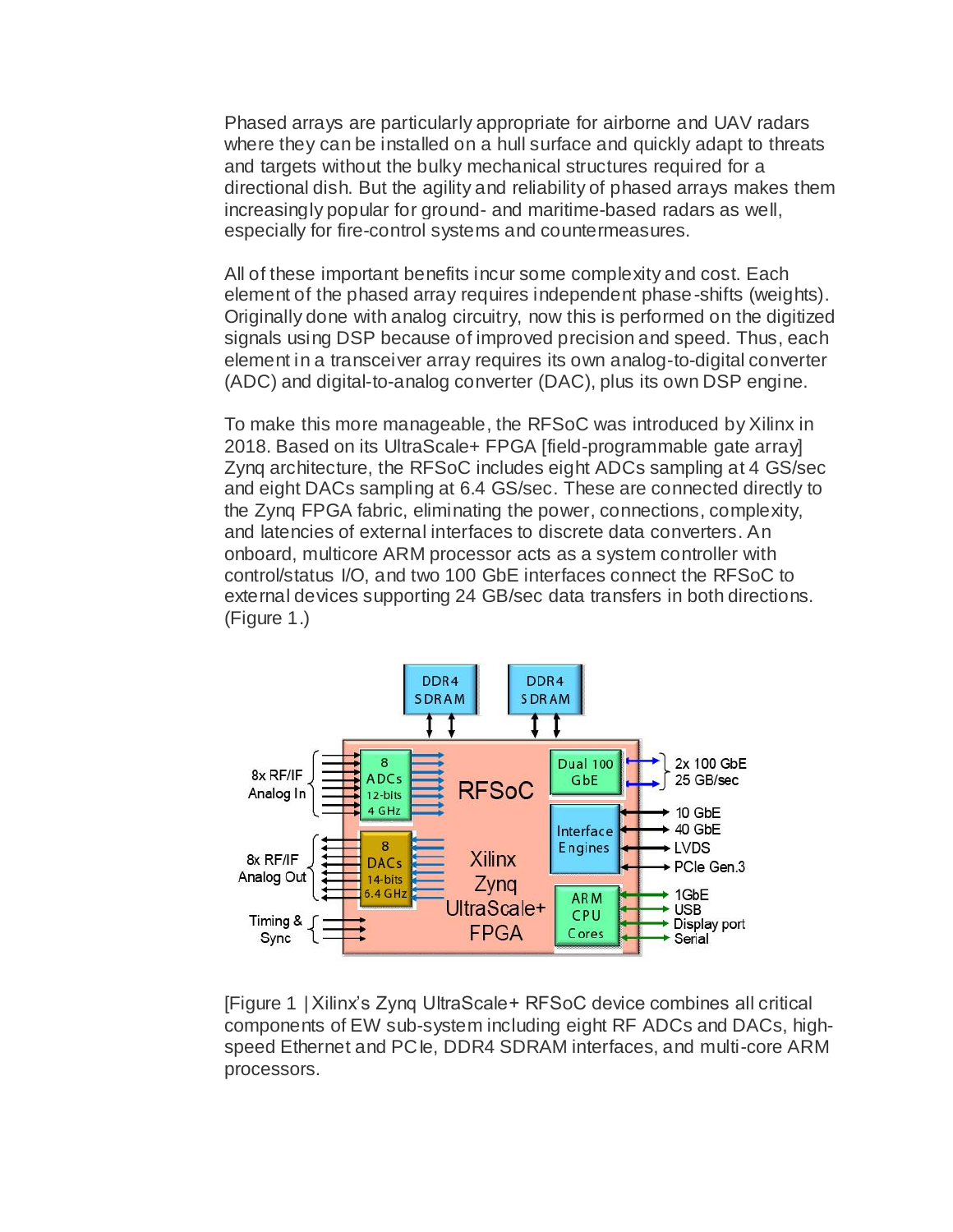Phased arrays are particularly appropriate for airborne and UAV radars where they can be installed on a hull surface and quickly adapt to threats and targets without the bulky mechanical structures required for a directional dish. But the agility and reliability of phased arrays makes them increasingly popular for ground- and maritime-based radars as well, especially for fire-control systems and countermeasures.

All of these important benefits incur some complexity and cost. Each element of the phased array requires independent phase-shifts (weights). Originally done with analog circuitry, now this is performed on the digitized signals using DSP because of improved precision and speed. Thus, each element in a transceiver array requires its own analog-to-digital converter (ADC) and digital-to-analog converter (DAC), plus its own DSP engine.

To make this more manageable, the RFSoC was introduced by Xilinx in 2018. Based on its UltraScale+ FPGA [field-programmable gate array] Zynq architecture, the RFSoC includes eight ADCs sampling at 4 GS/sec and eight DACs sampling at 6.4 GS/sec. These are connected directly to the Zynq FPGA fabric, eliminating the power, connections, complexity, and latencies of external interfaces to discrete data converters. An onboard, multicore ARM processor acts as a system controller with control/status I/O, and two 100 GbE interfaces connect the RFSoC to external devices supporting 24 GB/sec data transfers in both directions. (Figure 1.)

[Figure 1 | Xilinx's Zynq UltraScale+ RFSoC device combines all critical components of EW sub-system including eight RF ADCs and DACs, high-speed Ethernet and PCIe, DDR4 SDRAM interfaces, and multi-core ARM processors.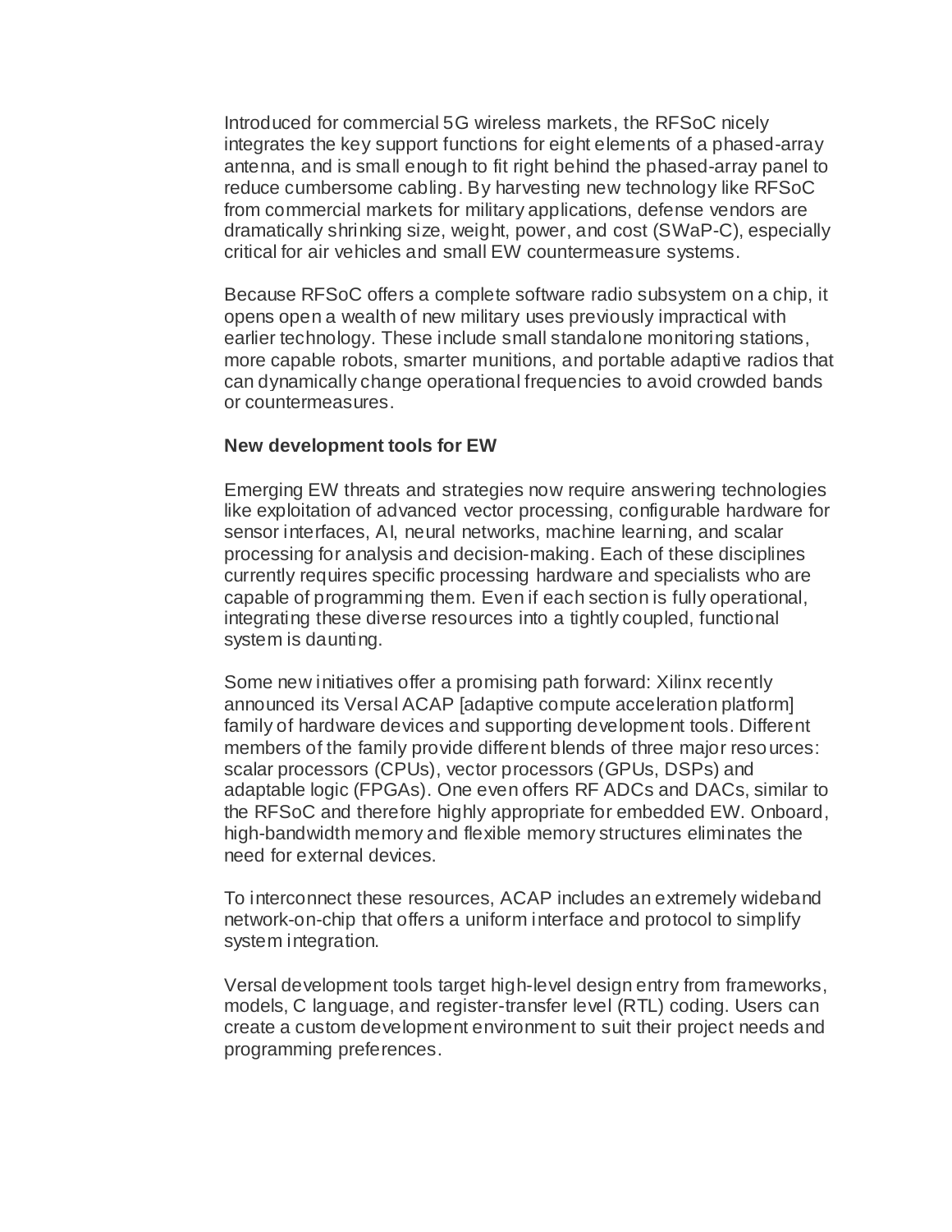Introduced for commercial 5G wireless markets, the RFSoC nicely integrates the key support functions for eight elements of a phased-array antenna, and is small enough to fit right behind the phased-array panel to reduce cumbersome cabling. By harvesting new technology like RFSoC from commercial markets for military applications, defense vendors are dramatically shrinking size, weight, power, and cost (SWaP-C), especially critical for air vehicles and small EW countermeasure systems.

Because RFSoC offers a complete software radio subsystem on a chip, it opens open a wealth of new military uses previously impractical with earlier technology. These include small standalone monitoring stations, more capable robots, smarter munitions, and portable adaptive radios that can dynamically change operational frequencies to avoid crowded bands or countermeasures.

**New development tools for EW**

Emerging EW threats and strategies now require answering technologies like exploitation of advanced vector processing, configurable hardware for sensor interfaces, AI, neural networks, machine learning, and scalar processing for analysis and decision-making. Each of these disciplines currently requires specific processing hardware and specialists who are capable of programming them. Even if each section is fully operational, integrating these diverse resources into a tightly coupled, functional system is daunting.

Some new initiatives offer a promising path forward: Xilinx recently announced its Versal ACAP [adaptive compute acceleration platform] family of hardware devices and supporting development tools. Different members of the family provide different blends of three major resources: scalar processors (CPUs), vector processors (GPUs, DSPs) and adaptable logic (FPGAs). One even offers RF ADCs and DACs, similar to the RFSoC and therefore highly appropriate for embedded EW. Onboard, high-bandwidth memory and flexible memory structures eliminates the need for external devices.

To interconnect these resources, ACAP includes an extremely wideband network-on-chip that offers a uniform interface and protocol to simplify system integration.

Versal development tools target high-level design entry from frameworks, models, C language, and register-transfer level (RTL) coding. Users can create a custom development environment to suit their project needs and programming preferences.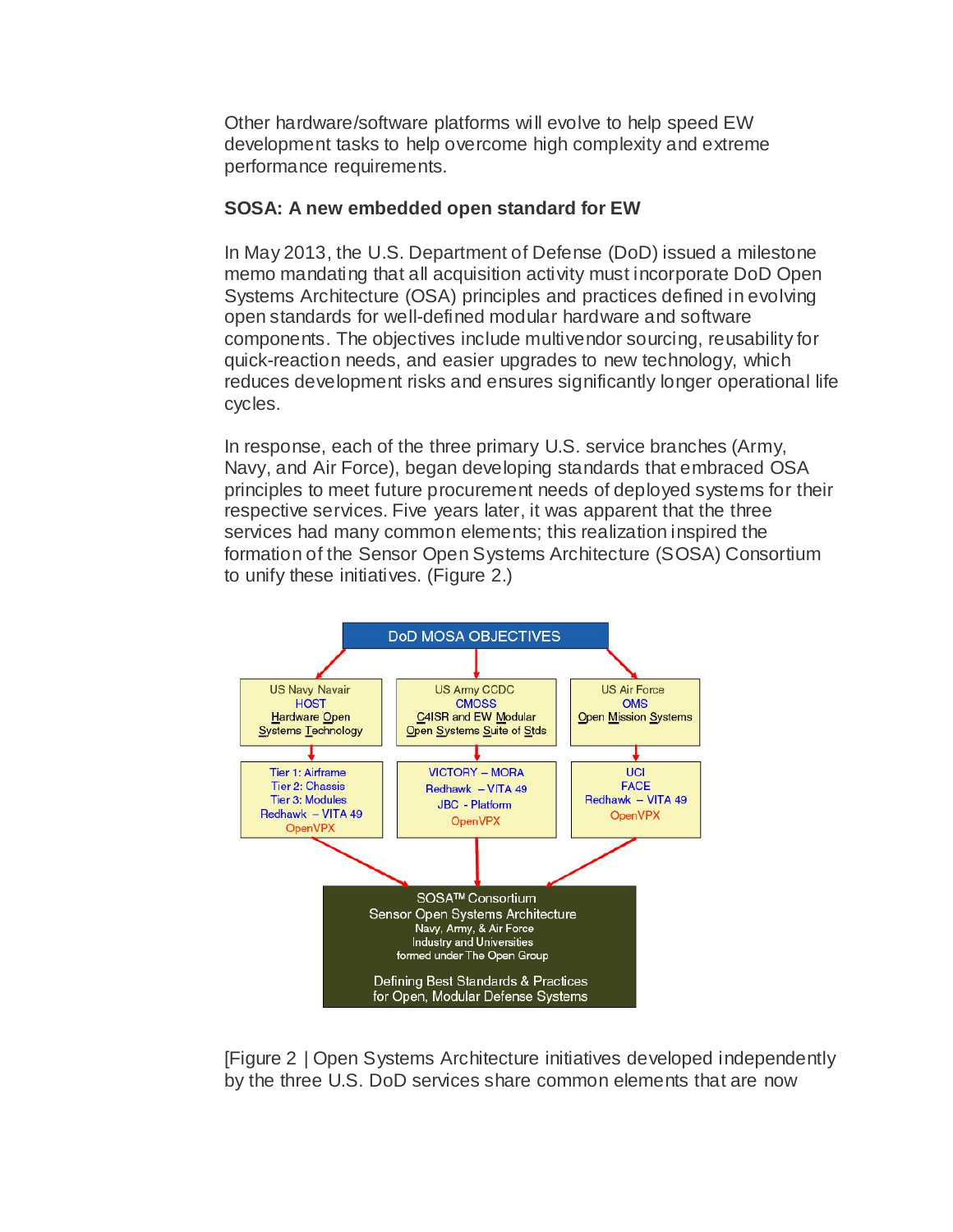Other hardware/software platforms will evolve to help speed EW development tasks to help overcome high complexity and extreme performance requirements.

**SOSA: A new embedded open standard for EW**

In May 2013, the U.S. Department of Defense (DoD) issued a milestone memo mandating that all acquisition activity must incorporate DoD Open Systems Architecture (OSA) principles and practices defined in evolving open standards for well-defined modular hardware and software components. The objectives include multivendor sourcing, reusability for quick-reaction needs, and easier upgrades to new technology, which reduces development risks and ensures significantly longer operational life cycles.

In response, each of the three primary U.S. service branches (Army, Navy, and Air Force), began developing standards that embraced OSA principles to meet future procurement needs of deployed systems for their respective services. Five years later, it was apparent that the three services had many common elements; this realization inspired the formation of the Sensor Open Systems Architecture (SOSA) Consortium to unify these initiatives. (Figure 2.)

DoD MOSA OBJECTIVES

| US Navy Navair | US Army CCDC | US Air Force |
| --- | --- | --- |
| HOST<br>Hardware Open Systems Technology | CMOSS<br>C4ISR and EW Modular Open Systems Suite of Stds | OMS<br>Open Mission Systems |
| Tier 1: Airframe<br>Tier 2: Chassis<br>Tier 3: Modules<br>Redhawk – VITA 49<br>OpenVPX | VICTORY – MORA<br>Redhawk – VITA 49<br>JBC - Platform<br>OpenVPX | UCI<br>FACE<br>Redhawk – VITA 49<br>OpenVPX |

SOSA™ Consortium
Sensor Open Systems Architecture
Navy, Army, & Air Force
Industry and Universities
formed under The Open Group

Defining Best Standards & Practices
for Open, Modular Defense Systems

[Figure 2 | Open Systems Architecture initiatives developed independently by the three U.S. DoD services share common elements that are now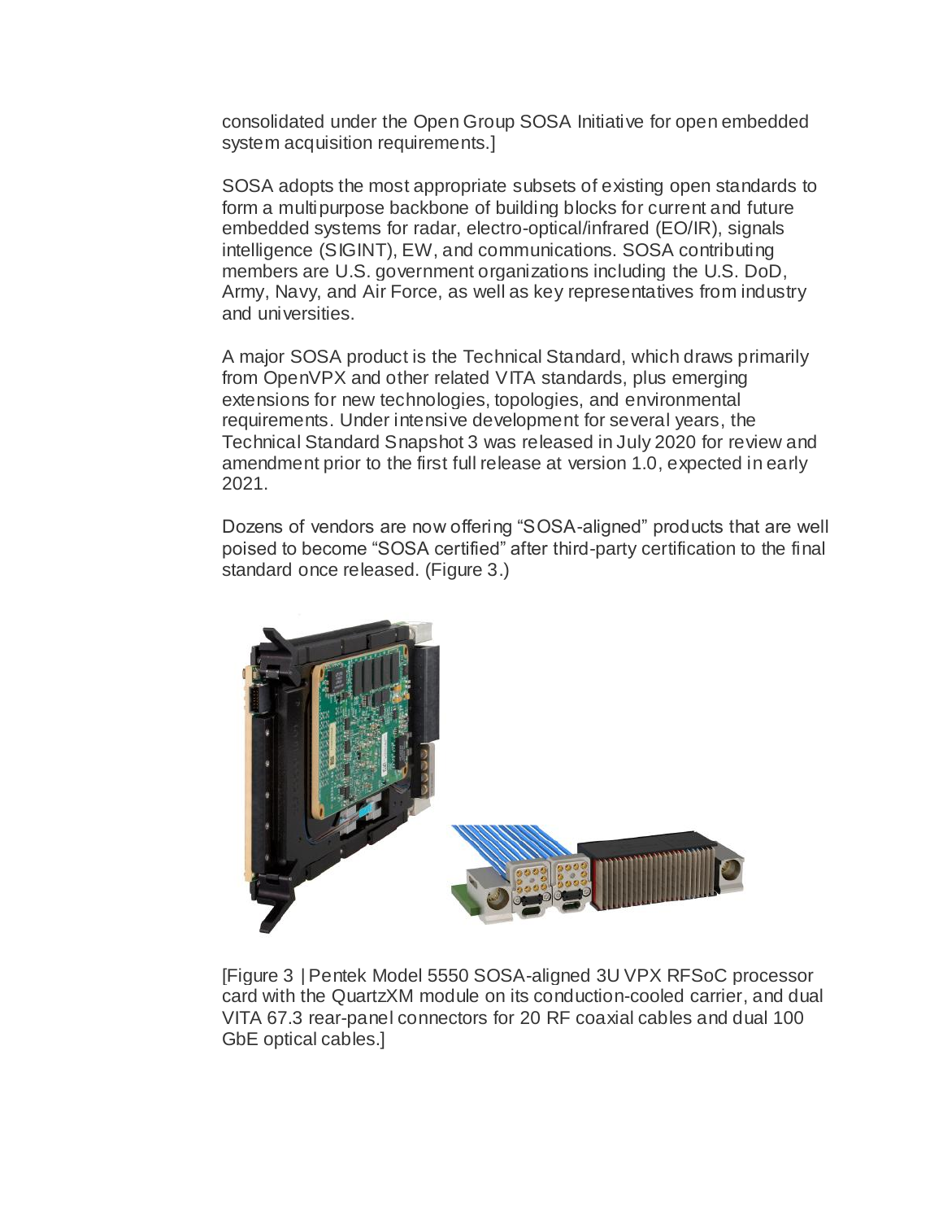consolidated under the Open Group SOSA Initiative for open embedded system acquisition requirements.]

SOSA adopts the most appropriate subsets of existing open standards to form a multipurpose backbone of building blocks for current and future embedded systems for radar, electro-optical/infrared (EO/IR), signals intelligence (SIGINT), EW, and communications. SOSA contributing members are U.S. government organizations including the U.S. DoD, Army, Navy, and Air Force, as well as key representatives from industry and universities.

A major SOSA product is the Technical Standard, which draws primarily from OpenVPX and other related VITA standards, plus emerging extensions for new technologies, topologies, and environmental requirements. Under intensive development for several years, the Technical Standard Snapshot 3 was released in July 2020 for review and amendment prior to the first full release at version 1.0, expected in early 2021.

Dozens of vendors are now offering "SOSA-aligned" products that are well poised to become "SOSA certified" after third-party certification to the final standard once released. (Figure 3.)

[Figure 3 | Pentek Model 5550 SOSA-aligned 3U VPX RFSoC processor card with the QuartzXM module on its conduction-cooled carrier, and dual VITA 67.3 rear-panel connectors for 20 RF coaxial cables and dual 100 GbE optical cables.]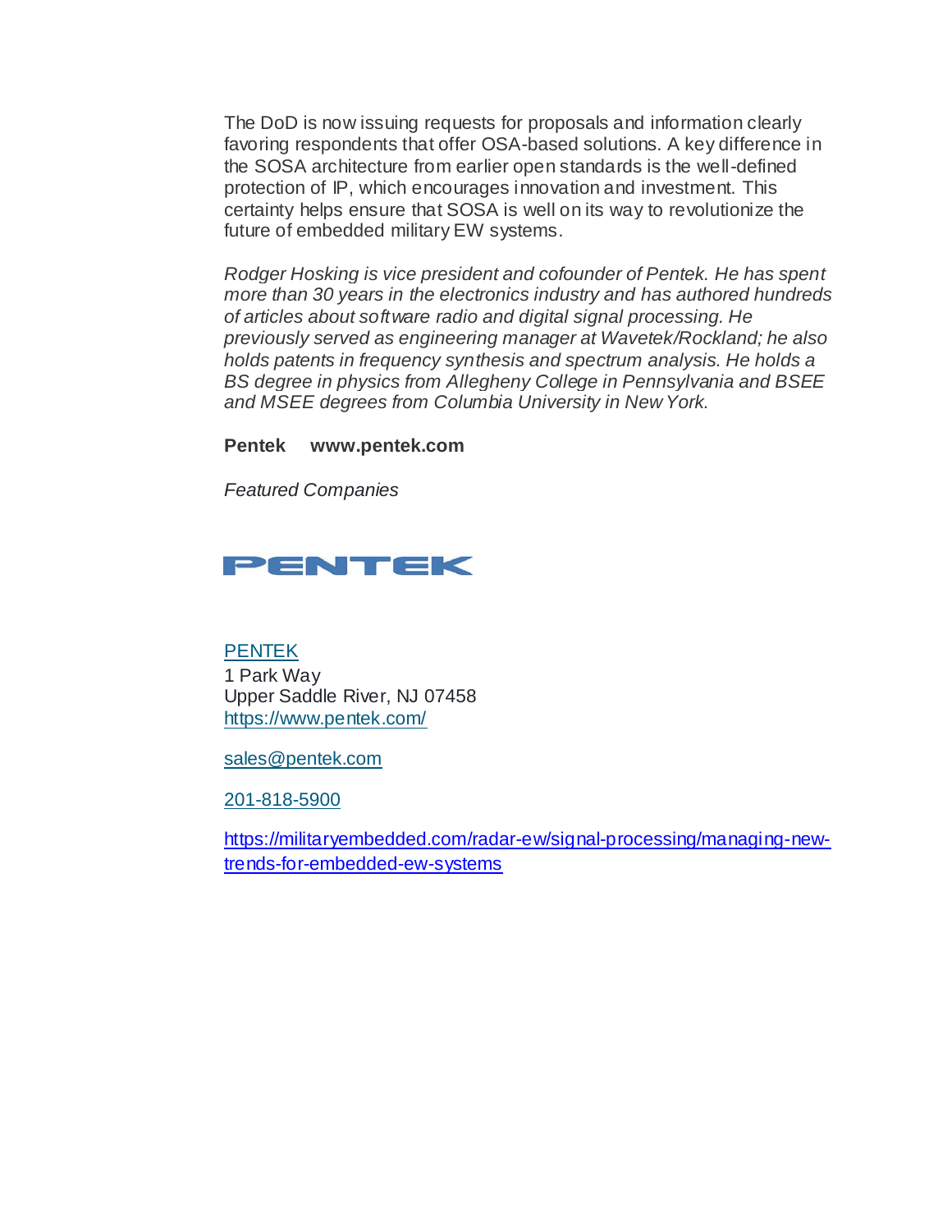The DoD is now issuing requests for proposals and information clearly favoring respondents that offer OSA-based solutions. A key difference in the SOSA architecture from earlier open standards is the well-defined protection of IP, which encourages innovation and investment. This certainty helps ensure that SOSA is well on its way to revolutionize the future of embedded military EW systems.

*Rodger Hosking is vice president and cofounder of Pentek. He has spent more than 30 years in the electronics industry and has authored hundreds of articles about software radio and digital signal processing. He previously served as engineering manager at Wavetek/Rockland; he also holds patents in frequency synthesis and spectrum analysis. He holds a BS degree in physics from Allegheny College in Pennsylvania and BSEE and MSEE degrees from Columbia University in New York.*

**Pentek www.pentek.com**

*Featured Companies*

PENTEK

[PENTEK](https://www.pentek.com/)
1 Park Way
Upper Saddle River, NJ 07458
[https://www.pentek.com/](https://www.pentek.com/)

[sales@pentek.com](mailto:sales@pentek.com)

[201-818-5900](tel:201-818-5900)

[https://militaryembedded.com/radar-ew/signal-processing/managing-new-trends-for-embedded-ew-systems](https://militaryembedded.com/radar-ew/signal-processing/managing-new-trends-for-embedded-ew-systems)